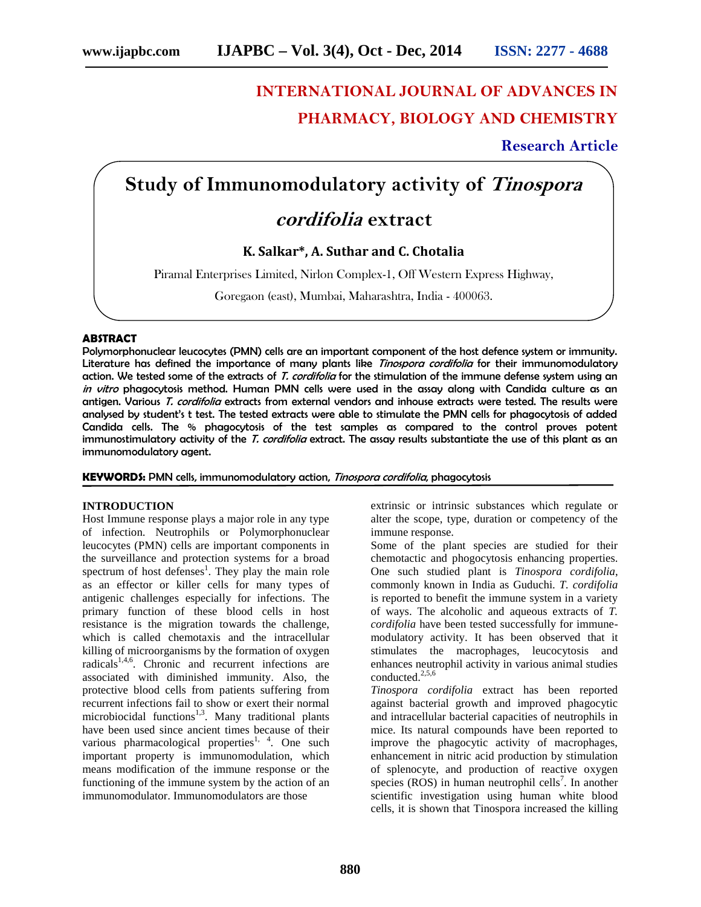# INTERNATIONAL JOURNAL OF ADVANCES IN PHARMACY, BIOLOGY AND CHEMISTRY

**Research Article**

# Study of Immunomodulatory activity of *Tinospora cordifolia* extract

**K. Salkar\*, A. Suthar and C. Chotalia**

Piramal Enterprises Limited, Nirlon Complex-1, Off Western Express Highway, Goregaon (east), Mumbai, Maharashtra, India - 400063.

## ABSTRACT

Polymorphonuclear leucocytes (PMN) cells are an important component of the host defence system or immunity. Literature has defined the importance of many plants like *Tinospora cordifolia* for their immunomodulatory action. We tested some of the extracts of *T. cordifolia* for the stimulation of the immune defense system using an *in vitro* phagocytosis method. Human PMN cells were used in the assay along with Candida culture as an antigen. Various *T. cordifolia* extracts from external vendors and inhouse extracts were tested. The results were analysed by student's t test. The tested extracts were able to stimulate the PMN cells for phagocytosis of added Candida cells. The % phagocytosis of the test samples as compared to the control proves potent immunostimulatory activity of the *T. cordifolia* extract. The assay results substantiate the use of this plant as an immunomodulatory agent.

**KEYWORDS:** PMN cells, immunomodulatory action, *Tinospora cordifolia,* phagocytosis

## INTRODUCTION

Host Immune response plays a major role in any type of infection. Neutrophils or Polymorphonuclear leucocytes (PMN) cells are important components in the surveillance and protection systems for a broad spectrum of host defenses[1]. They play the main role as an effector or killer cells for many types of antigenic challenges especially for infections. The primary function of these blood cells in host resistance is the migration towards the challenge, which is called chemotaxis and the intracellular killing of microorganisms by the formation of oxygen radicals[1,4,6]. Chronic and recurrent infections are associated with diminished immunity. Also, the protective blood cells from patients suffering from recurrent infections fail to show or exert their normal microbiocidal functions[1,3]. Many traditional plants have been used since ancient times because of their various pharmacological properties[1, 4]. One such important property is immunomodulation, which means modification of the immune response or the functioning of the immune system by the action of an immunomodulator. Immunomodulators are those extrinsic or intrinsic substances which regulate or alter the scope, type, duration or competency of the immune response.

Some of the plant species are studied for their chemotactic and phogocytosis enhancing properties. One such studied plant is *Tinospora cordifolia*, commonly known in India as Guduchi. *T. cordifolia* is reported to benefit the immune system in a variety of ways. The alcoholic and aqueous extracts of *T. cordifolia* have been tested successfully for immune-modulatory activity. It has been observed that it stimulates the macrophages, leucocytosis and enhances neutrophil activity in various animal studies conducted.[2,5,6]

*Tinospora cordifolia* extract has been reported against bacterial growth and improved phagocytic and intracellular bacterial capacities of neutrophils in mice. Its natural compounds have been reported to improve the phagocytic activity of macrophages, enhancement in nitric acid production by stimulation of splenocyte, and production of reactive oxygen species (ROS) in human neutrophil cells[7]. In another scientific investigation using human white blood cells, it is shown that Tinospora increased the killing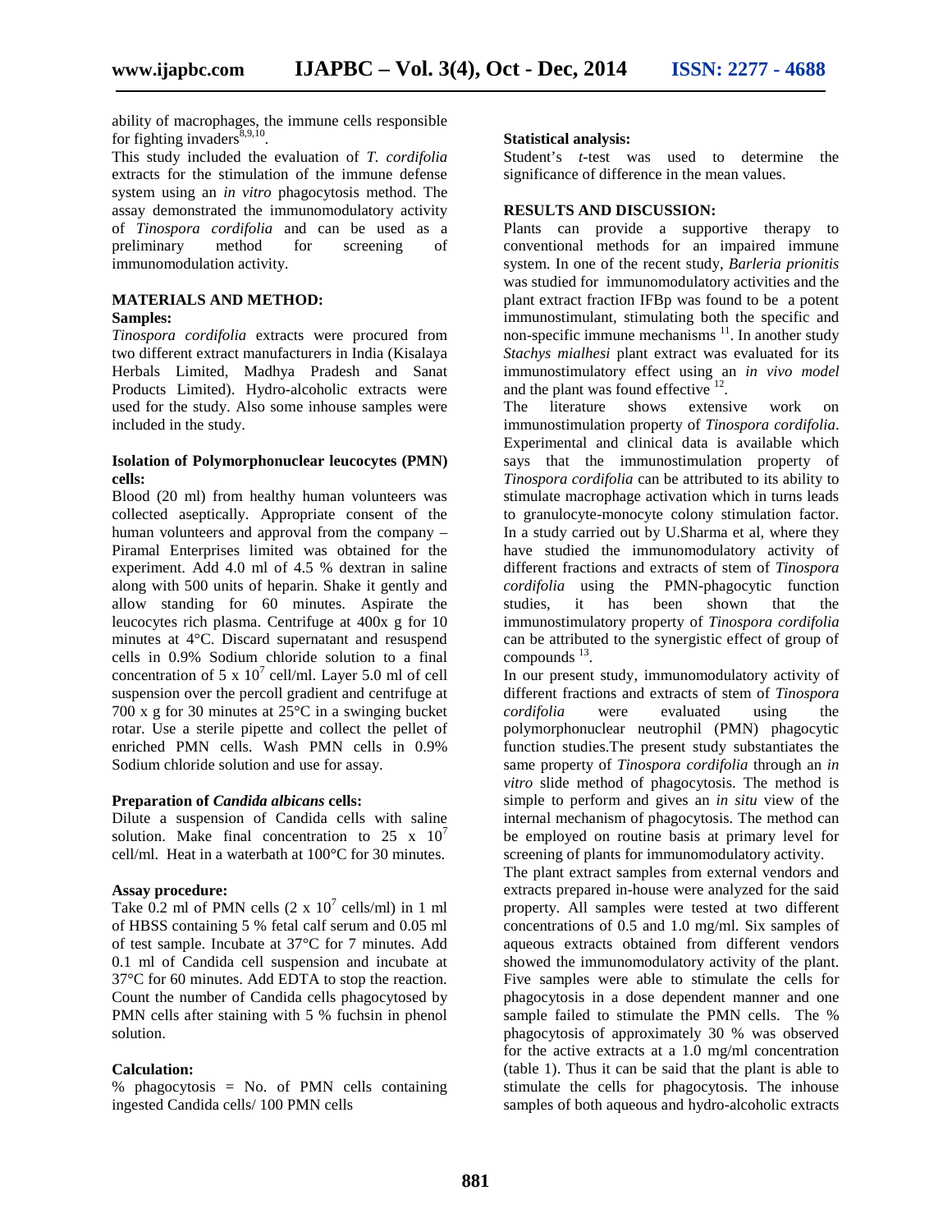ability of macrophages, the immune cells responsible for fighting invaders[8,9,10].

This study included the evaluation of *T. cordifolia* extracts for the stimulation of the immune defense system using an *in vitro* phagocytosis method. The assay demonstrated the immunomodulatory activity of *Tinospora cordifolia* and can be used as a preliminary method for screening of immunomodulation activity.

## MATERIALS AND METHOD:

### Samples:

*Tinospora cordifolia* extracts were procured from two different extract manufacturers in India (Kisalaya Herbals Limited, Madhya Pradesh and Sanat Products Limited). Hydro-alcoholic extracts were used for the study. Also some inhouse samples were included in the study.

### Isolation of Polymorphonuclear leucocytes (PMN) cells:

Blood (20 ml) from healthy human volunteers was collected aseptically. Appropriate consent of the human volunteers and approval from the company – Piramal Enterprises limited was obtained for the experiment. Add 4.0 ml of 4.5 % dextran in saline along with 500 units of heparin. Shake it gently and allow standing for 60 minutes. Aspirate the leucocytes rich plasma. Centrifuge at 400x g for 10 minutes at 4°C. Discard supernatant and resuspend cells in 0.9% Sodium chloride solution to a final concentration of $5 \times 10^7$ cell/ml. Layer 5.0 ml of cell suspension over the percoll gradient and centrifuge at 700 x g for 30 minutes at 25°C in a swinging bucket rotar. Use a sterile pipette and collect the pellet of enriched PMN cells. Wash PMN cells in 0.9% Sodium chloride solution and use for assay.

### Preparation of *Candida albicans* cells:

Dilute a suspension of Candida cells with saline solution. Make final concentration to $25 \times 10^7$ cell/ml. Heat in a waterbath at 100°C for 30 minutes.

### Assay procedure:

Take 0.2 ml of PMN cells ($2 \times 10^7$ cells/ml) in 1 ml of HBSS containing 5 % fetal calf serum and 0.05 ml of test sample. Incubate at 37°C for 7 minutes. Add 0.1 ml of Candida cell suspension and incubate at 37°C for 60 minutes. Add EDTA to stop the reaction. Count the number of Candida cells phagocytosed by PMN cells after staining with 5 % fuchsin in phenol solution.

### Calculation:

% phagocytosis = No. of PMN cells containing ingested Candida cells/ 100 PMN cells

### Statistical analysis:

Student's *t*-test was used to determine the significance of difference in the mean values.

## RESULTS AND DISCUSSION:

Plants can provide a supportive therapy to conventional methods for an impaired immune system. In one of the recent study, *Barleria prionitis* was studied for immunomodulatory activities and the plant extract fraction IFBp was found to be a potent immunostimulant, stimulating both the specific and non-specific immune mechanisms [11]. In another study *Stachys mialhesi* plant extract was evaluated for its immunostimulatory effect using an *in vivo model* and the plant was found effective [12].

The literature shows extensive work on immunostimulation property of *Tinospora cordifolia*. Experimental and clinical data is available which says that the immunostimulation property of *Tinospora cordifolia* can be attributed to its ability to stimulate macrophage activation which in turns leads to granulocyte-monocyte colony stimulation factor. In a study carried out by U.Sharma et al, where they have studied the immunomodulatory activity of different fractions and extracts of stem of *Tinospora cordifolia* using the PMN-phagocytic function studies, it has been shown that the immunostimulatory property of *Tinospora cordifolia* can be attributed to the synergistic effect of group of compounds [13].

In our present study, immunomodulatory activity of different fractions and extracts of stem of *Tinospora cordifolia* were evaluated using the polymorphonuclear neutrophil (PMN) phagocytic function studies.The present study substantiates the same property of *Tinospora cordifolia* through an *in vitro* slide method of phagocytosis. The method is simple to perform and gives an *in situ* view of the internal mechanism of phagocytosis. The method can be employed on routine basis at primary level for screening of plants for immunomodulatory activity.

The plant extract samples from external vendors and extracts prepared in-house were analyzed for the said property. All samples were tested at two different concentrations of 0.5 and 1.0 mg/ml. Six samples of aqueous extracts obtained from different vendors showed the immunomodulatory activity of the plant. Five samples were able to stimulate the cells for phagocytosis in a dose dependent manner and one sample failed to stimulate the PMN cells. The % phagocytosis of approximately 30 % was observed for the active extracts at a 1.0 mg/ml concentration (table 1). Thus it can be said that the plant is able to stimulate the cells for phagocytosis. The inhouse samples of both aqueous and hydro-alcoholic extracts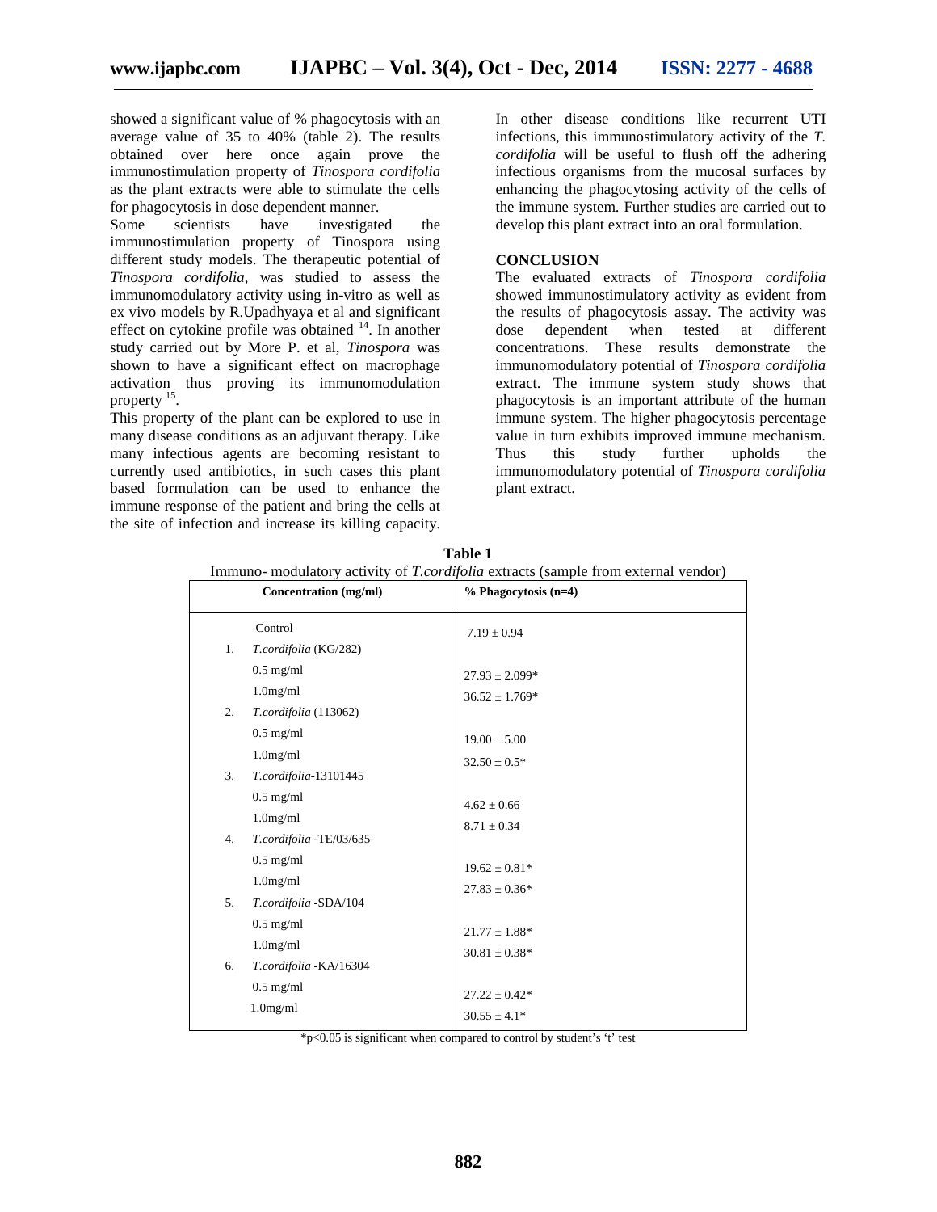showed a significant value of % phagocytosis with an average value of 35 to 40% (table 2). The results obtained over here once again prove the immunostimulation property of *Tinospora cordifolia* as the plant extracts were able to stimulate the cells for phagocytosis in dose dependent manner.

Some scientists have investigated the immunostimulation property of Tinospora using different study models. The therapeutic potential of *Tinospora cordifolia*, was studied to assess the immunomodulatory activity using in-vitro as well as ex vivo models by R.Upadhyaya et al and significant effect on cytokine profile was obtained [14]. In another study carried out by More P. et al, *Tinospora* was shown to have a significant effect on macrophage activation thus proving its immunomodulation property [15].

This property of the plant can be explored to use in many disease conditions as an adjuvant therapy. Like many infectious agents are becoming resistant to currently used antibiotics, in such cases this plant based formulation can be used to enhance the immune response of the patient and bring the cells at the site of infection and increase its killing capacity.

In other disease conditions like recurrent UTI infections, this immunostimulatory activity of the *T. cordifolia* will be useful to flush off the adhering infectious organisms from the mucosal surfaces by enhancing the phagocytosing activity of the cells of the immune system. Further studies are carried out to develop this plant extract into an oral formulation.

## CONCLUSION

The evaluated extracts of *Tinospora cordifolia* showed immunostimulatory activity as evident from the results of phagocytosis assay. The activity was dose dependent when tested at different concentrations. These results demonstrate the immunomodulatory potential of *Tinospora cordifolia* extract. The immune system study shows that phagocytosis is an important attribute of the human immune system. The higher phagocytosis percentage value in turn exhibits improved immune mechanism. Thus this study further upholds the immunomodulatory potential of *Tinospora cordifolia* plant extract.

**Table 1**
Immuno- modulatory activity of *T.cordifolia* extracts (sample from external vendor)

| Concentration (mg/ml) | % Phagocytosis (n=4) |
|---|---|
| Control | 7.19 ± 0.94 |
| 1. *T.cordifolia* (KG/282) | |
| 0.5 mg/ml | 27.93 ± 2.099* |
| 1.0mg/ml | 36.52 ± 1.769* |
| 2. *T.cordifolia* (113062) | |
| 0.5 mg/ml | 19.00 ± 5.00 |
| 1.0mg/ml | 32.50 ± 0.5* |
| 3. *T.cordifolia*-13101445 | |
| 0.5 mg/ml | 4.62 ± 0.66 |
| 1.0mg/ml | 8.71 ± 0.34 |
| 4. *T.cordifolia* -TE/03/635 | |
| 0.5 mg/ml | 19.62 ± 0.81* |
| 1.0mg/ml | 27.83 ± 0.36* |
| 5. *T.cordifolia* -SDA/104 | |
| 0.5 mg/ml | 21.77 ± 1.88* |
| 1.0mg/ml | 30.81 ± 0.38* |
| 6. *T.cordifolia* -KA/16304 | |
| 0.5 mg/ml | 27.22 ± 0.42* |
| 1.0mg/ml | 30.55 ± 4.1* |

*$p<0.05$ is significant when compared to control by student's 't' test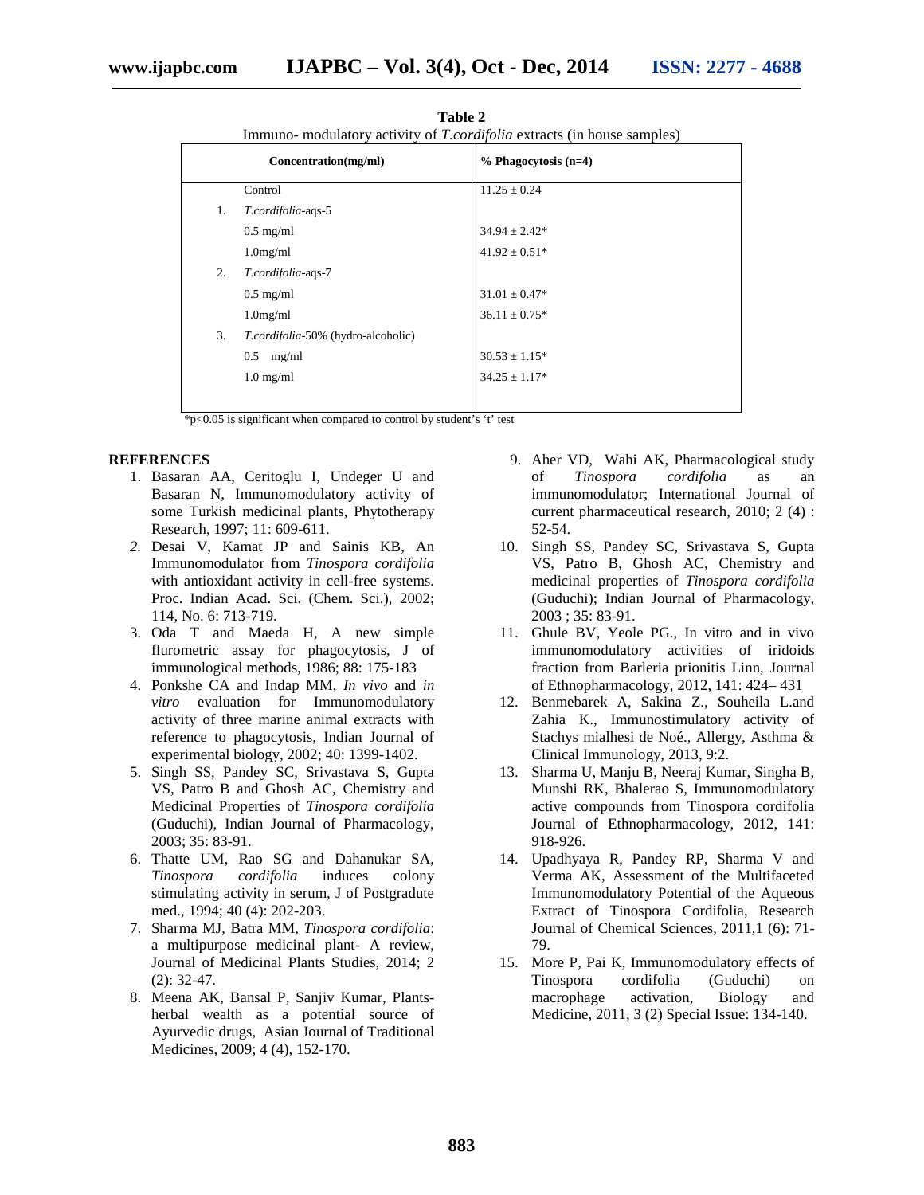**Table 2**

Immuno- modulatory activity of *T.cordifolia* extracts (in house samples)

| Concentration(mg/ml) | % Phagocytosis (n=4) |
|---|---|
| Control | 11.25 ± 0.24 |
| 1. *T.cordifolia*-aqs-5 | |
| 0.5 mg/ml | 34.94 ± 2.42* |
| 1.0mg/ml | 41.92 ± 0.51* |
| 2. *T.cordifolia*-aqs-7 | |
| 0.5 mg/ml | 31.01 ± 0.47* |
| 1.0mg/ml | 36.11 ± 0.75* |
| 3. *T.cordifolia*-50% (hydro-alcoholic) | |
| 0.5 mg/ml | 30.53 ± 1.15* |
| 1.0 mg/ml | 34.25 ± 1.17* |

*$p<0.05$ is significant when compared to control by student's 't' test

## REFERENCES

1. Basaran AA, Ceritoglu I, Undeger U and Basaran N, Immunomodulatory activity of some Turkish medicinal plants, Phytotherapy Research, 1997; 11: 609-611.
2. Desai V, Kamat JP and Sainis KB, An Immunomodulator from *Tinospora cordifolia* with antioxidant activity in cell-free systems. Proc. Indian Acad. Sci. (Chem. Sci.), 2002; 114, No. 6: 713-719.
3. Oda T and Maeda H, A new simple flurometric assay for phagocytosis, J of immunological methods, 1986; 88: 175-183
4. Ponkshe CA and Indap MM, *In vivo* and *in vitro* evaluation for Immunomodulatory activity of three marine animal extracts with reference to phagocytosis, Indian Journal of experimental biology, 2002; 40: 1399-1402.
5. Singh SS, Pandey SC, Srivastava S, Gupta VS, Patro B and Ghosh AC, Chemistry and Medicinal Properties of *Tinospora cordifolia* (Guduchi), Indian Journal of Pharmacology, 2003; 35: 83-91.
6. Thatte UM, Rao SG and Dahanukar SA, *Tinospora cordifolia* induces colony stimulating activity in serum, J of Postgradute med., 1994; 40 (4): 202-203.
7. Sharma MJ, Batra MM, *Tinospora cordifolia*: a multipurpose medicinal plant- A review, Journal of Medicinal Plants Studies, 2014; 2 (2): 32-47.
8. Meena AK, Bansal P, Sanjiv Kumar, Plants-herbal wealth as a potential source of Ayurvedic drugs, Asian Journal of Traditional Medicines, 2009; 4 (4), 152-170.
9. Aher VD, Wahi AK, Pharmacological study of *Tinospora cordifolia* as an immunomodulator; International Journal of current pharmaceutical research, 2010; 2 (4) : 52-54.
10. Singh SS, Pandey SC, Srivastava S, Gupta VS, Patro B, Ghosh AC, Chemistry and medicinal properties of *Tinospora cordifolia* (Guduchi); Indian Journal of Pharmacology, 2003 ; 35: 83-91.
11. Ghule BV, Yeole PG., In vitro and in vivo immunomodulatory activities of iridoids fraction from Barleria prionitis Linn, Journal of Ethnopharmacology, 2012, 141: 424– 431
12. Benmebarek A, Sakina Z., Souheila L.and Zahia K., Immunostimulatory activity of Stachys mialhesi de Noé., Allergy, Asthma & Clinical Immunology, 2013, 9:2.
13. Sharma U, Manju B, Neeraj Kumar, Singha B, Munshi RK, Bhalerao S, Immunomodulatory active compounds from Tinospora cordifolia Journal of Ethnopharmacology, 2012, 141: 918-926.
14. Upadhyaya R, Pandey RP, Sharma V and Verma AK, Assessment of the Multifaceted Immunomodulatory Potential of the Aqueous Extract of Tinospora Cordifolia, Research Journal of Chemical Sciences, 2011,1 (6): 71-79.
15. More P, Pai K, Immunomodulatory effects of Tinospora cordifolia (Guduchi) on macrophage activation, Biology and Medicine, 2011, 3 (2) Special Issue: 134-140.